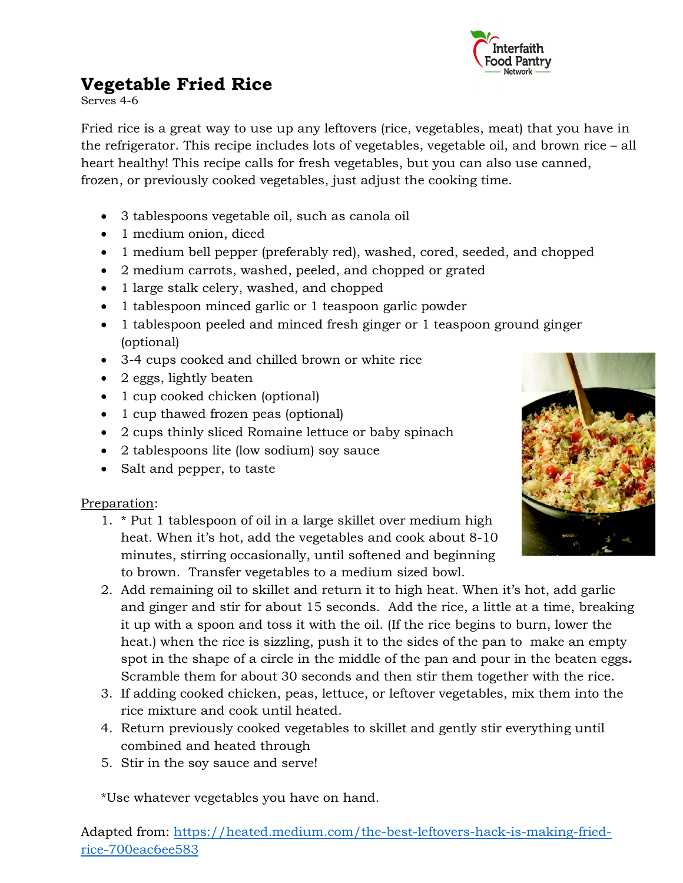# Vegetable Fried Rice

Serves 4-6

Fried rice is a great way to use up any leftovers (rice, vegetables, meat) that you have in the refrigerator. This recipe includes lots of vegetables, vegetable oil, and brown rice – all heart healthy! This recipe calls for fresh vegetables, but you can also use canned, frozen, or previously cooked vegetables, just adjust the cooking time.

- 3 tablespoons vegetable oil, such as canola oil
- 1 medium onion, diced
- 1 medium bell pepper (preferably red), washed, cored, seeded, and chopped
- 2 medium carrots, washed, peeled, and chopped or grated
- 1 large stalk celery, washed, and chopped
- 1 tablespoon minced garlic or 1 teaspoon garlic powder
- 1 tablespoon peeled and minced fresh ginger or 1 teaspoon ground ginger (optional)
- 3-4 cups cooked and chilled brown or white rice
- 2 eggs, lightly beaten
- 1 cup cooked chicken (optional)
- 1 cup thawed frozen peas (optional)
- 2 cups thinly sliced Romaine lettuce or baby spinach
- 2 tablespoons lite (low sodium) soy sauce
- Salt and pepper, to taste

Preparation:

1. * Put 1 tablespoon of oil in a large skillet over medium high heat. When it's hot, add the vegetables and cook about 8-10 minutes, stirring occasionally, until softened and beginning to brown. Transfer vegetables to a medium sized bowl.
2. Add remaining oil to skillet and return it to high heat. When it's hot, add garlic and ginger and stir for about 15 seconds. Add the rice, a little at a time, breaking it up with a spoon and toss it with the oil. (If the rice begins to burn, lower the heat.) when the rice is sizzling, push it to the sides of the pan to make an empty spot in the shape of a circle in the middle of the pan and pour in the beaten eggs**.** Scramble them for about 30 seconds and then stir them together with the rice.
3. If adding cooked chicken, peas, lettuce, or leftover vegetables, mix them into the rice mixture and cook until heated.
4. Return previously cooked vegetables to skillet and gently stir everything until combined and heated through
5. Stir in the soy sauce and serve!

*Use whatever vegetables you have on hand.

Adapted from: [https://heated.medium.com/the-best-leftovers-hack-is-making-fried-rice-700eac6ee583](https://heated.medium.com/the-best-leftovers-hack-is-making-fried-rice-700eac6ee583)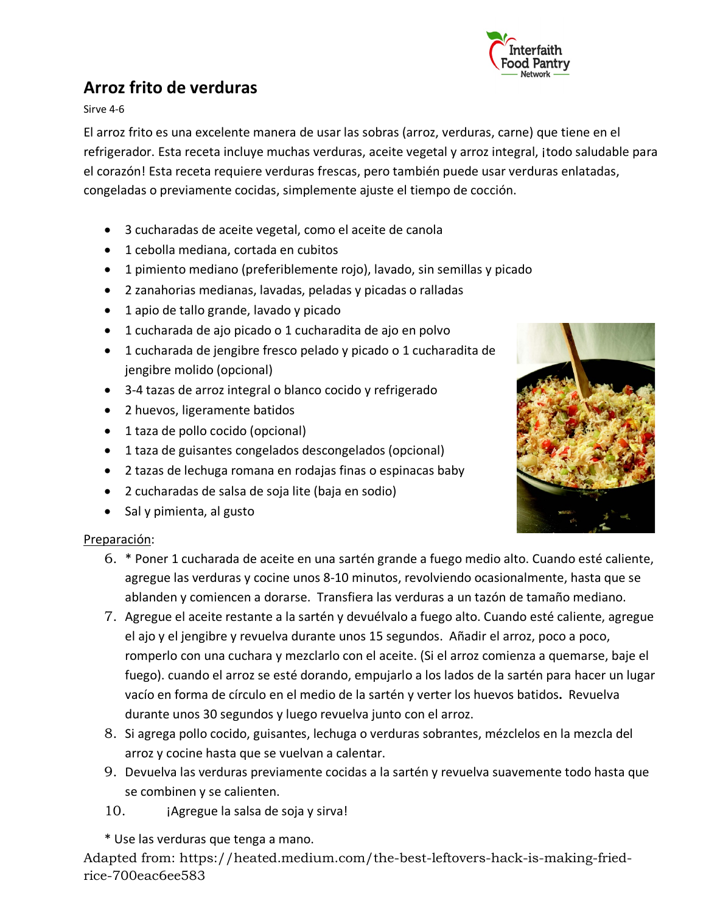## Arroz frito de verduras

Sirve 4-6

El arroz frito es una excelente manera de usar las sobras (arroz, verduras, carne) que tiene en el refrigerador. Esta receta incluye muchas verduras, aceite vegetal y arroz integral, ¡todo saludable para el corazón! Esta receta requiere verduras frescas, pero también puede usar verduras enlatadas, congeladas o previamente cocidas, simplemente ajuste el tiempo de cocción.

- 3 cucharadas de aceite vegetal, como el aceite de canola
- 1 cebolla mediana, cortada en cubitos
- 1 pimiento mediano (preferiblemente rojo), lavado, sin semillas y picado
- 2 zanahorias medianas, lavadas, peladas y picadas o ralladas
- 1 apio de tallo grande, lavado y picado
- 1 cucharada de ajo picado o 1 cucharadita de ajo en polvo
- 1 cucharada de jengibre fresco pelado y picado o 1 cucharadita de jengibre molido (opcional)
- 3-4 tazas de arroz integral o blanco cocido y refrigerado
- 2 huevos, ligeramente batidos
- 1 taza de pollo cocido (opcional)
- 1 taza de guisantes congelados descongelados (opcional)
- 2 tazas de lechuga romana en rodajas finas o espinacas baby
- 2 cucharadas de salsa de soja lite (baja en sodio)
- Sal y pimienta, al gusto

Preparación:

6. * Poner 1 cucharada de aceite en una sartén grande a fuego medio alto. Cuando esté caliente, agregue las verduras y cocine unos 8-10 minutos, revolviendo ocasionalmente, hasta que se ablanden y comiencen a dorarse. Transfiera las verduras a un tazón de tamaño mediano.
7. Agregue el aceite restante a la sartén y devuélvalo a fuego alto. Cuando esté caliente, agregue el ajo y el jengibre y revuelva durante unos 15 segundos. Añadir el arroz, poco a poco, romperlo con una cuchara y mezclarlo con el aceite. (Si el arroz comienza a quemarse, baje el fuego). cuando el arroz se esté dorando, empujarlo a los lados de la sartén para hacer un lugar vacío en forma de círculo en el medio de la sartén y verter los huevos batidos. Revuelva durante unos 30 segundos y luego revuelva junto con el arroz.
8. Si agrega pollo cocido, guisantes, lechuga o verduras sobrantes, mézclelos en la mezcla del arroz y cocine hasta que se vuelvan a calentar.
9. Devuelva las verduras previamente cocidas a la sartén y revuelva suavemente todo hasta que se combinen y se calienten.
10. ¡Agregue la salsa de soja y sirva!

* Use las verduras que tenga a mano.

Adapted from: https://heated.medium.com/the-best-leftovers-hack-is-making-fried-rice-700eac6ee583